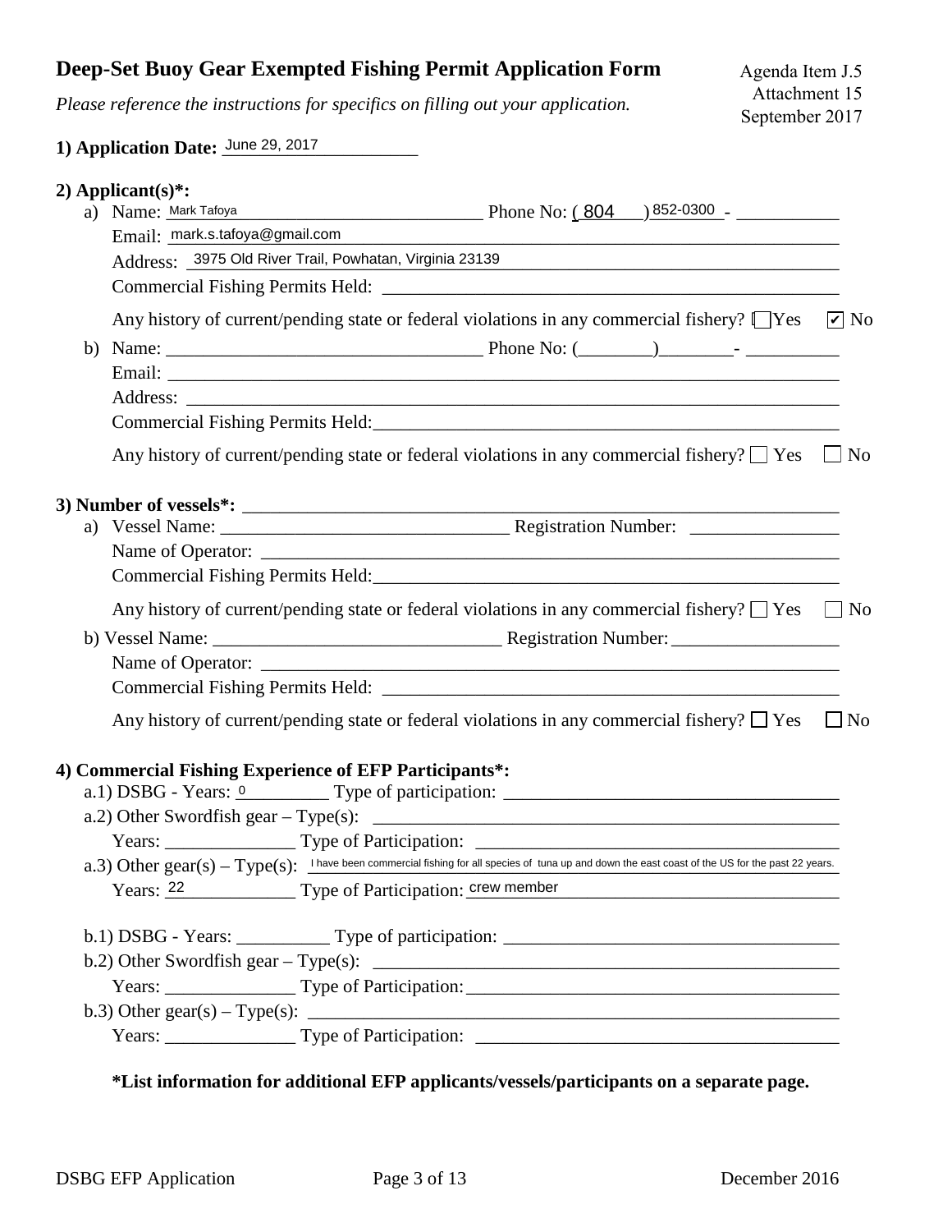# Deep-Set Buoy Gear Exempted Fishing Permit Application Form

Agenda Item J.5
Attachment 15
September 2017

*Please reference the instructions for specifics on filling out your application.*

**1) Application Date:** June 29, 2017

**2) Applicant(s)*:**

a) Name: Mark Tafoya Phone No: (804) 852-0300 - ___________

Email: mark.s.tafoya@gmail.com

Address: 3975 Old River Trail, Powhatan, Virginia 23139

Commercial Fishing Permits Held: ___________

Any history of current/pending state or federal violations in any commercial fishery? ☐ Yes ☑ No

b) Name: ___________ Phone No: (________)________- __________

Email: ___________

Address: ___________

Commercial Fishing Permits Held: ___________

Any history of current/pending state or federal violations in any commercial fishery? ☐ Yes ☐ No

**3) Number of vessels*:** ___________

a) Vessel Name: ___________ Registration Number: ___________

Name of Operator: ___________

Commercial Fishing Permits Held: ___________

Any history of current/pending state or federal violations in any commercial fishery? ☐ Yes ☐ No

b) Vessel Name: ___________ Registration Number: ___________

Name of Operator: ___________

Commercial Fishing Permits Held: ___________

Any history of current/pending state or federal violations in any commercial fishery? ☐ Yes ☐ No

**4) Commercial Fishing Experience of EFP Participants*:**

a.1) DSBG - Years: 0 Type of participation: ___________

a.2) Other Swordfish gear – Type(s): ___________

Years: ___________ Type of Participation: ___________

a.3) Other gear(s) – Type(s): I have been commercial fishing for all species of tuna up and down the east coast of the US for the past 22 years.

Years: 22 Type of Participation: crew member

b.1) DSBG - Years: ___________ Type of participation: ___________

b.2) Other Swordfish gear – Type(s): ___________

Years: ___________ Type of Participation: ___________

b.3) Other gear(s) – Type(s): ___________

Years: ___________ Type of Participation: ___________

***List information for additional EFP applicants/vessels/participants on a separate page.**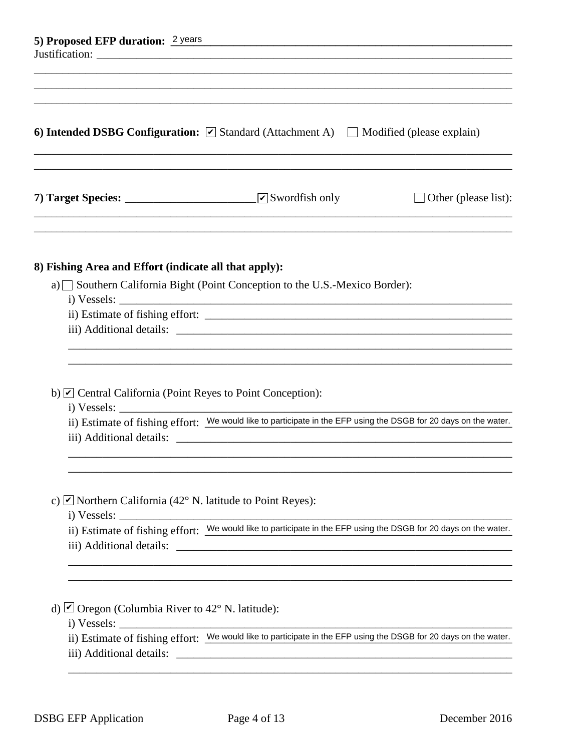**5) Proposed EFP duration:** 2 years

Justification: \_\_\_\_\_\_\_\_\_\_\_\_\_\_\_\_\_\_\_\_\_\_\_\_\_\_\_\_\_\_\_\_\_\_\_\_\_\_\_\_\_\_\_\_

**6) Intended DSBG Configuration:** ☑ Standard (Attachment A) ☐ Modified (please explain)

**7) Target Species:** \_\_\_\_\_\_\_\_\_\_\_\_\_\_\_\_\_\_\_\_ ☑ Swordfish only ☐ Other (please list):

**8) Fishing Area and Effort (indicate all that apply):**

a) ☐ Southern California Bight (Point Conception to the U.S.-Mexico Border):

- i) Vessels: \_\_\_\_\_\_\_\_\_\_\_\_\_\_\_\_\_\_\_\_
- ii) Estimate of fishing effort: \_\_\_\_\_\_\_\_\_\_\_\_\_\_\_\_\_\_\_\_
- iii) Additional details: \_\_\_\_\_\_\_\_\_\_\_\_\_\_\_\_\_\_\_\_

b) ☑ Central California (Point Reyes to Point Conception):

- i) Vessels: \_\_\_\_\_\_\_\_\_\_\_\_\_\_\_\_\_\_\_\_
- ii) Estimate of fishing effort: We would like to participate in the EFP using the DSGB for 20 days on the water.
- iii) Additional details: \_\_\_\_\_\_\_\_\_\_\_\_\_\_\_\_\_\_\_\_

c) ☑ Northern California (42° N. latitude to Point Reyes):

- i) Vessels: \_\_\_\_\_\_\_\_\_\_\_\_\_\_\_\_\_\_\_\_
- ii) Estimate of fishing effort: We would like to participate in the EFP using the DSGB for 20 days on the water.
- iii) Additional details: \_\_\_\_\_\_\_\_\_\_\_\_\_\_\_\_\_\_\_\_

d) ☑ Oregon (Columbia River to 42° N. latitude):

- i) Vessels: \_\_\_\_\_\_\_\_\_\_\_\_\_\_\_\_\_\_\_\_
- ii) Estimate of fishing effort: We would like to participate in the EFP using the DSGB for 20 days on the water.
- iii) Additional details: \_\_\_\_\_\_\_\_\_\_\_\_\_\_\_\_\_\_\_\_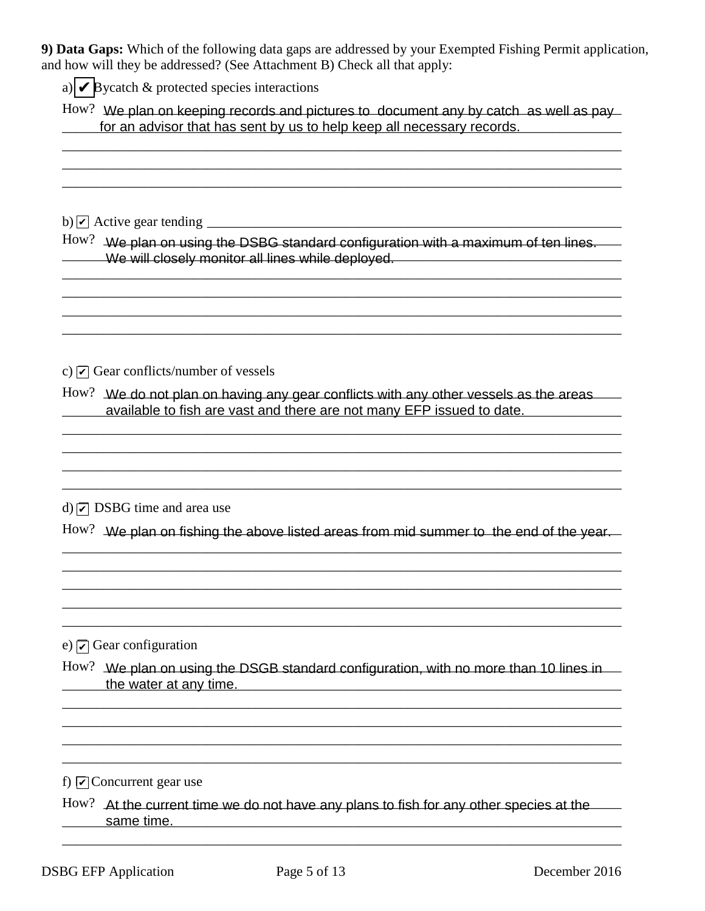**9) Data Gaps:** Which of the following data gaps are addressed by your Exempted Fishing Permit application, and how will they be addressed? (See Attachment B) Check all that apply:

a) ☑ Bycatch & protected species interactions

How? We plan on keeping records and pictures to document any by catch as well as pay for an advisor that has sent by us to help keep all necessary records.

b) ☑ Active gear tending

How? We plan on using the DSBG standard configuration with a maximum of ten lines. We will closely monitor all lines while deployed.

c) ☑ Gear conflicts/number of vessels

How? We do not plan on having any gear conflicts with any other vessels as the areas available to fish are vast and there are not many EFP issued to date.

d) ☑ DSBG time and area use

How? We plan on fishing the above listed areas from mid summer to the end of the year.

e) ☑ Gear configuration

How? We plan on using the DSGB standard configuration, with no more than 10 lines in the water at any time.

f) ☑ Concurrent gear use

How? At the current time we do not have any plans to fish for any other species at the same time.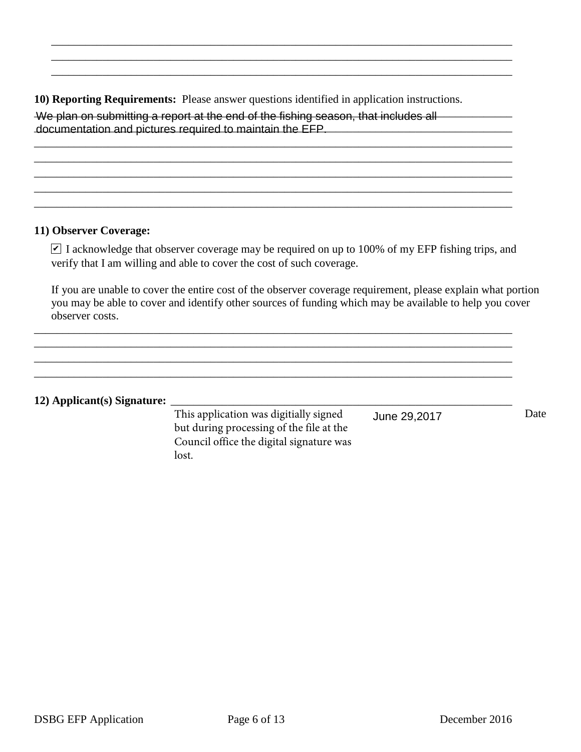**10) Reporting Requirements:** Please answer questions identified in application instructions.

We plan on submitting a report at the end of the fishing season, that includes all documentation and pictures required to maintain the EFP.

**11) Observer Coverage:**

☑ I acknowledge that observer coverage may be required on up to 100% of my EFP fishing trips, and verify that I am willing and able to cover the cost of such coverage.

If you are unable to cover the entire cost of the observer coverage requirement, please explain what portion you may be able to cover and identify other sources of funding which may be available to help you cover observer costs.

**12) Applicant(s) Signature:** ______________________________

This application was digitially signed but during processing of the file at the Council office the digital signature was lost.

June 29,2017 Date